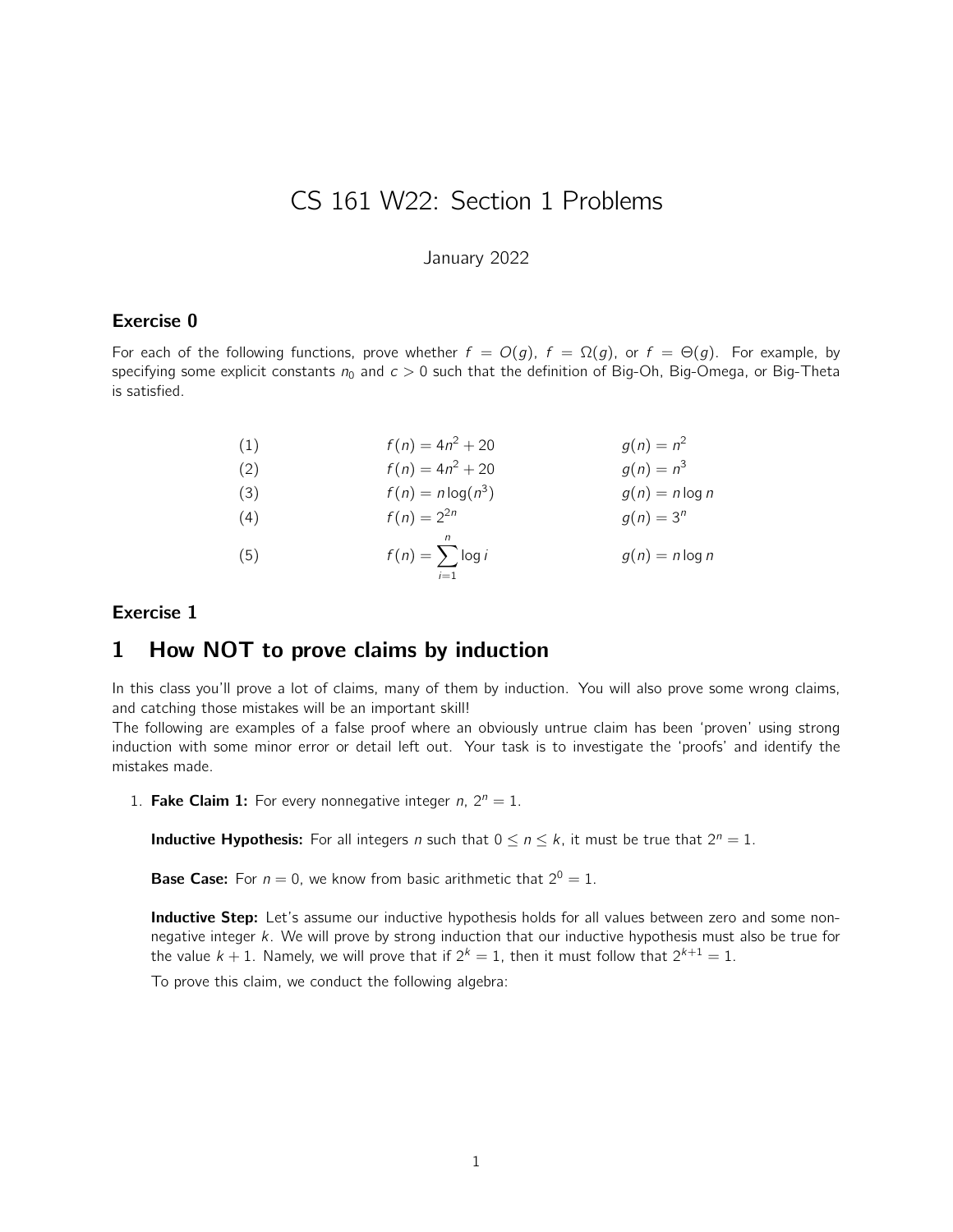# CS 161 W22: Section 1 Problems

January 2022

### Exercise 0

For each of the following functions, prove whether $f = O(g)$, $f = \Omega(g)$, or $f = \Theta(g)$. For example, by specifying some explicit constants $n_0$ and $c > 0$ such that the definition of Big-Oh, Big-Omega, or Big-Theta is satisfied.

| | | |
|---|---|---|
| (1) | $f(n) = 4n^2 + 20$ | $g(n) = n^2$ |
| (2) | $f(n) = 4n^2 + 20$ | $g(n) = n^3$ |
| (3) | $f(n) = n \log(n^3)$ | $g(n) = n \log n$ |
| (4) | $f(n) = 2^{2n}$ | $g(n) = 3^n$ |
| (5) | $f(n) = \sum_{i=1}^{n} \log i$ | $g(n) = n \log n$ |

### Exercise 1

## 1 How NOT to prove claims by induction

In this class you'll prove a lot of claims, many of them by induction. You will also prove some wrong claims, and catching those mistakes will be an important skill!
The following are examples of a false proof where an obviously untrue claim has been 'proven' using strong induction with some minor error or detail left out. Your task is to investigate the 'proofs' and identify the mistakes made.

1. **Fake Claim 1:** For every nonnegative integer $n$, $2^n = 1$.

   **Inductive Hypothesis:** For all integers $n$ such that $0 \le n \le k$, it must be true that $2^n = 1$.

   **Base Case:** For $n = 0$, we know from basic arithmetic that $2^0 = 1$.

   **Inductive Step:** Let's assume our inductive hypothesis holds for all values between zero and some non-negative integer $k$. We will prove by strong induction that our inductive hypothesis must also be true for the value $k + 1$. Namely, we will prove that if $2^k = 1$, then it must follow that $2^{k+1} = 1$.

   To prove this claim, we conduct the following algebra: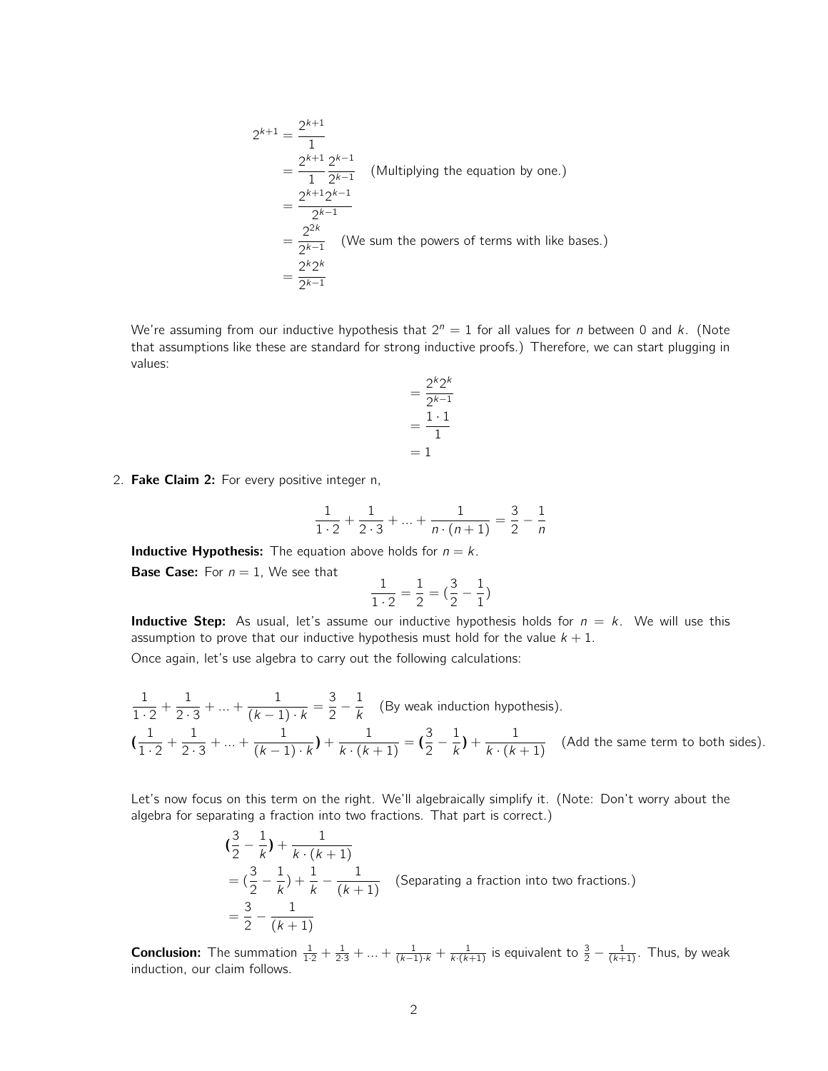$$
\begin{aligned}
2^{k+1} &= \frac{2^{k+1}}{1} \\
&= \frac{2^{k+1}}{1}\frac{2^{k-1}}{2^{k-1}} \quad \text{(Multiplying the equation by one.)} \\
&= \frac{2^{k+1}2^{k-1}}{2^{k-1}} \\
&= \frac{2^{2k}}{2^{k-1}} \quad \text{(We sum the powers of terms with like bases.)} \\
&= \frac{2^k 2^k}{2^{k-1}}
\end{aligned}
$$

We're assuming from our inductive hypothesis that $2^n = 1$ for all values for $n$ between 0 and $k$. (Note that assumptions like these are standard for strong inductive proofs.) Therefore, we can start plugging in values:

$$
\begin{aligned}
&= \frac{2^k 2^k}{2^{k-1}} \\
&= \frac{1 \cdot 1}{1} \\
&= 1
\end{aligned}
$$

2. **Fake Claim 2:** For every positive integer n,

$$\frac{1}{1 \cdot 2} + \frac{1}{2 \cdot 3} + ... + \frac{1}{n \cdot (n+1)} = \frac{3}{2} - \frac{1}{n}$$

**Inductive Hypothesis:** The equation above holds for $n = k$.

**Base Case:** For $n = 1$, We see that

$$\frac{1}{1 \cdot 2} = \frac{1}{2} = (\frac{3}{2} - \frac{1}{1})$$

**Inductive Step:** As usual, let's assume our inductive hypothesis holds for $n = k$. We will use this assumption to prove that our inductive hypothesis must hold for the value $k + 1$.

Once again, let's use algebra to carry out the following calculations:

$$\frac{1}{1 \cdot 2} + \frac{1}{2 \cdot 3} + ... + \frac{1}{(k-1) \cdot k} = \frac{3}{2} - \frac{1}{k} \quad \text{(By weak induction hypothesis).}$$

$$\mathbf{(}\frac{1}{1 \cdot 2} + \frac{1}{2 \cdot 3} + ... + \frac{1}{(k-1) \cdot k}\mathbf{)} + \frac{1}{k \cdot (k+1)} = \mathbf{(}\frac{3}{2} - \frac{1}{k}\mathbf{)} + \frac{1}{k \cdot (k+1)} \quad \text{(Add the same term to both sides).}$$

Let's now focus on this term on the right. We'll algebraically simplify it. (Note: Don't worry about the algebra for separating a fraction into two fractions. That part is correct.)

$$
\begin{aligned}
&\mathbf{(}\frac{3}{2} - \frac{1}{k}\mathbf{)} + \frac{1}{k \cdot (k+1)} \\
&= (\frac{3}{2} - \frac{1}{k}) + \frac{1}{k} - \frac{1}{(k+1)} \quad \text{(Separating a fraction into two fractions.)} \\
&= \frac{3}{2} - \frac{1}{(k+1)}
\end{aligned}
$$

**Conclusion:** The summation $\frac{1}{1 \cdot 2} + \frac{1}{2 \cdot 3} + ... + \frac{1}{(k-1) \cdot k} + \frac{1}{k \cdot (k+1)}$ is equivalent to $\frac{3}{2} - \frac{1}{(k+1)}$. Thus, by weak induction, our claim follows.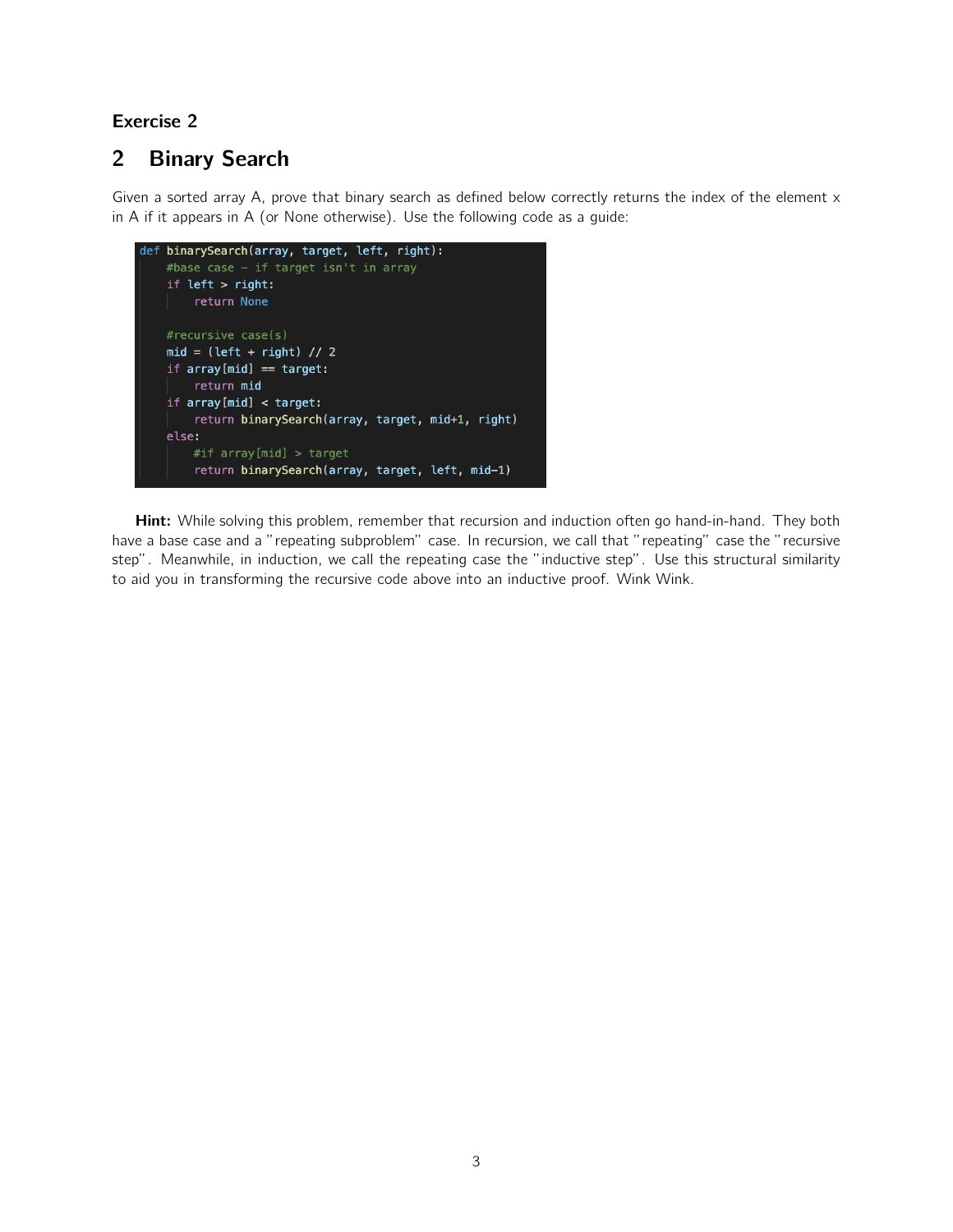**Exercise 2**

## 2 Binary Search

Given a sorted array A, prove that binary search as defined below correctly returns the index of the element x in A if it appears in A (or None otherwise). Use the following code as a guide:

```
def binarySearch(array, target, left, right):
    #base case - if target isn't in array
    if left > right:
        return None

    #recursive case(s)
    mid = (left + right) // 2
    if array[mid] == target:
        return mid
    if array[mid] < target:
        return binarySearch(array, target, mid+1, right)
    else:
        #if array[mid] > target
        return binarySearch(array, target, left, mid-1)
```

**Hint:** While solving this problem, remember that recursion and induction often go hand-in-hand. They both have a base case and a "repeating subproblem" case. In recursion, we call that "repeating" case the "recursive step". Meanwhile, in induction, we call the repeating case the "inductive step". Use this structural similarity to aid you in transforming the recursive code above into an inductive proof. Wink Wink.